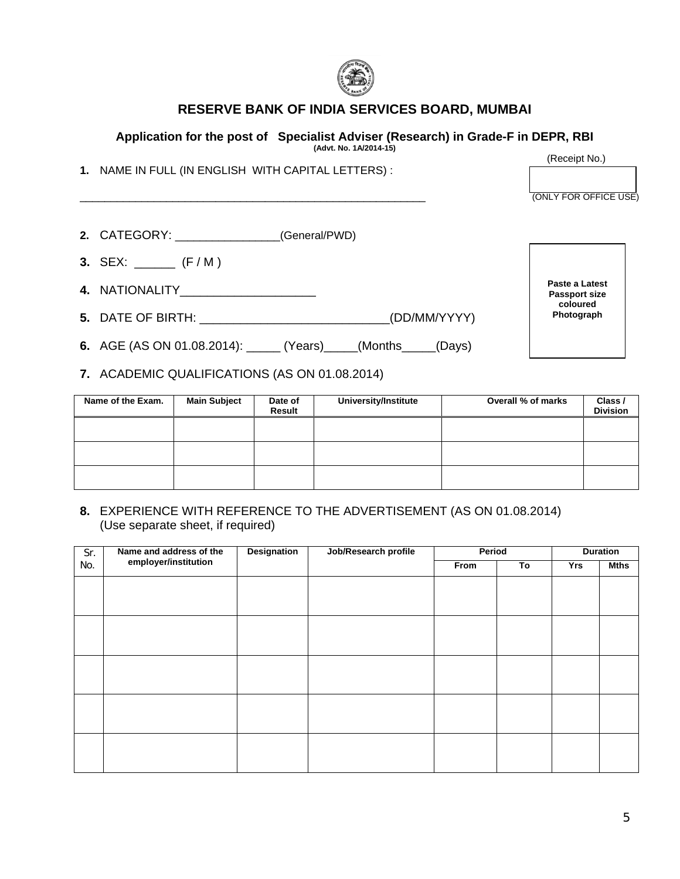# RESERVE BANK OF INDIA SERVICES BOARD, MUMBAI

**Application for the post of Specialist Adviser (Research) in Grade-F in DEPR, RBI**
**(Advt. No. 1A/2014-15)**

(Receipt No.)

(ONLY FOR OFFICE USE)

**1.** NAME IN FULL (IN ENGLISH WITH CAPITAL LETTERS) :

_______________________________________________________

**2.** CATEGORY: ________________(General/PWD)

**3.** SEX: ______ (F / M )

**4.** NATIONALITY____________________

**5.** DATE OF BIRTH: ___________________________(DD/MM/YYYY)

**6.** AGE (AS ON 01.08.2014): _____ (Years)_____(Months_____(Days)

**Paste a Latest Passport size coloured Photograph**

**7.** ACADEMIC QUALIFICATIONS (AS ON 01.08.2014)

| Name of the Exam. | Main Subject | Date of Result | University/Institute | Overall % of marks | Class / Division |
|---|---|---|---|---|---|
| | | | | | |
| | | | | | |
| | | | | | |

**8.** EXPERIENCE WITH REFERENCE TO THE ADVERTISEMENT (AS ON 01.08.2014)
(Use separate sheet, if required)

| Sr. No. | Name and address of the employer/institution | Designation | Job/Research profile | Period | | Duration | |
|---|---|---|---|---|---|---|---|
| | | | | From | To | Yrs | Mths |
| | | | | | | | |
| | | | | | | | |
| | | | | | | | |
| | | | | | | | |
| | | | | | | | |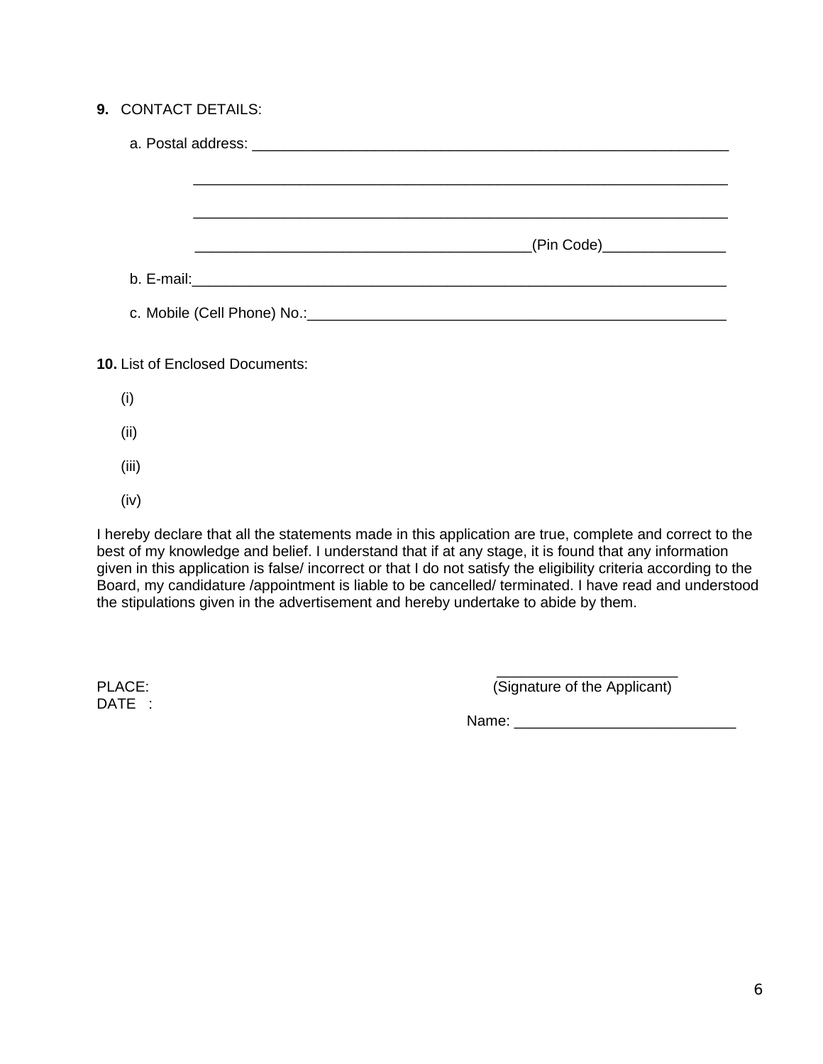**9.** CONTACT DETAILS:

a. Postal address: ____________________________________________________________

____________________________________________________________________

____________________________________________________________________

__________________________________________(Pin Code)_______________

b. E-mail:____________________________________________________________________

c. Mobile (Cell Phone) No.:_____________________________________________________

**10.** List of Enclosed Documents:

(i)

(ii)

(iii)

(iv)

I hereby declare that all the statements made in this application are true, complete and correct to the best of my knowledge and belief. I understand that if at any stage, it is found that any information given in this application is false/ incorrect or that I do not satisfy the eligibility criteria according to the Board, my candidature /appointment is liable to be cancelled/ terminated. I have read and understood the stipulations given in the advertisement and hereby undertake to abide by them.

PLACE:

DATE :

______________________

(Signature of the Applicant)

Name: ___________________________